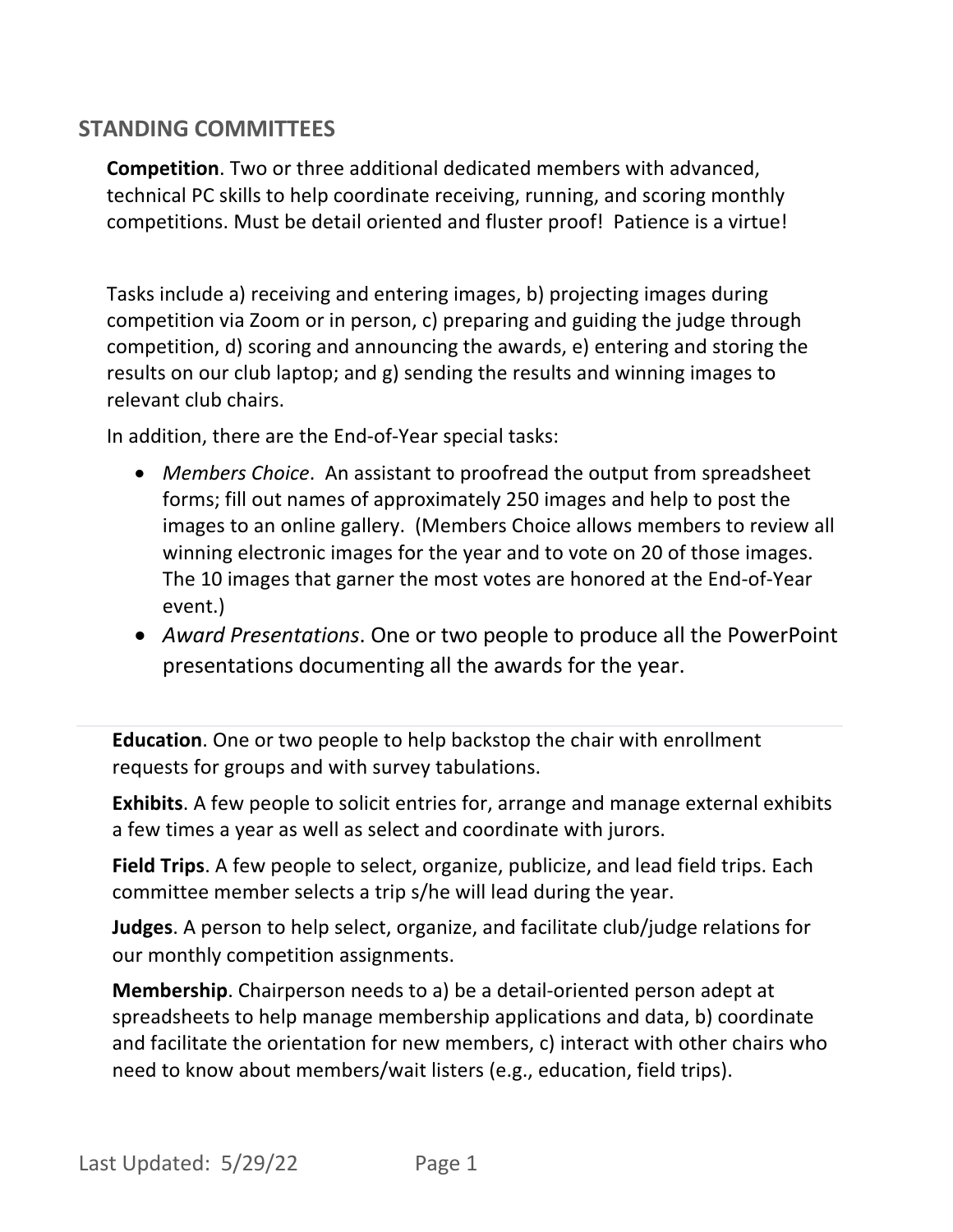## STANDING COMMITTEES

**Competition**. Two or three additional dedicated members with advanced, technical PC skills to help coordinate receiving, running, and scoring monthly competitions. Must be detail oriented and fluster proof! Patience is a virtue!

Tasks include a) receiving and entering images, b) projecting images during competition via Zoom or in person, c) preparing and guiding the judge through competition, d) scoring and announcing the awards, e) entering and storing the results on our club laptop; and g) sending the results and winning images to relevant club chairs.

In addition, there are the End-of-Year special tasks:

- *Members Choice*. An assistant to proofread the output from spreadsheet forms; fill out names of approximately 250 images and help to post the images to an online gallery. (Members Choice allows members to review all winning electronic images for the year and to vote on 20 of those images. The 10 images that garner the most votes are honored at the End-of-Year event.)
- *Award Presentations*. One or two people to produce all the PowerPoint presentations documenting all the awards for the year.

---

**Education**. One or two people to help backstop the chair with enrollment requests for groups and with survey tabulations.

**Exhibits**. A few people to solicit entries for, arrange and manage external exhibits a few times a year as well as select and coordinate with jurors.

**Field Trips**. A few people to select, organize, publicize, and lead field trips. Each committee member selects a trip s/he will lead during the year.

**Judges**. A person to help select, organize, and facilitate club/judge relations for our monthly competition assignments.

**Membership**. Chairperson needs to a) be a detail-oriented person adept at spreadsheets to help manage membership applications and data, b) coordinate and facilitate the orientation for new members, c) interact with other chairs who need to know about members/wait listers (e.g., education, field trips).

Last Updated: 5/29/22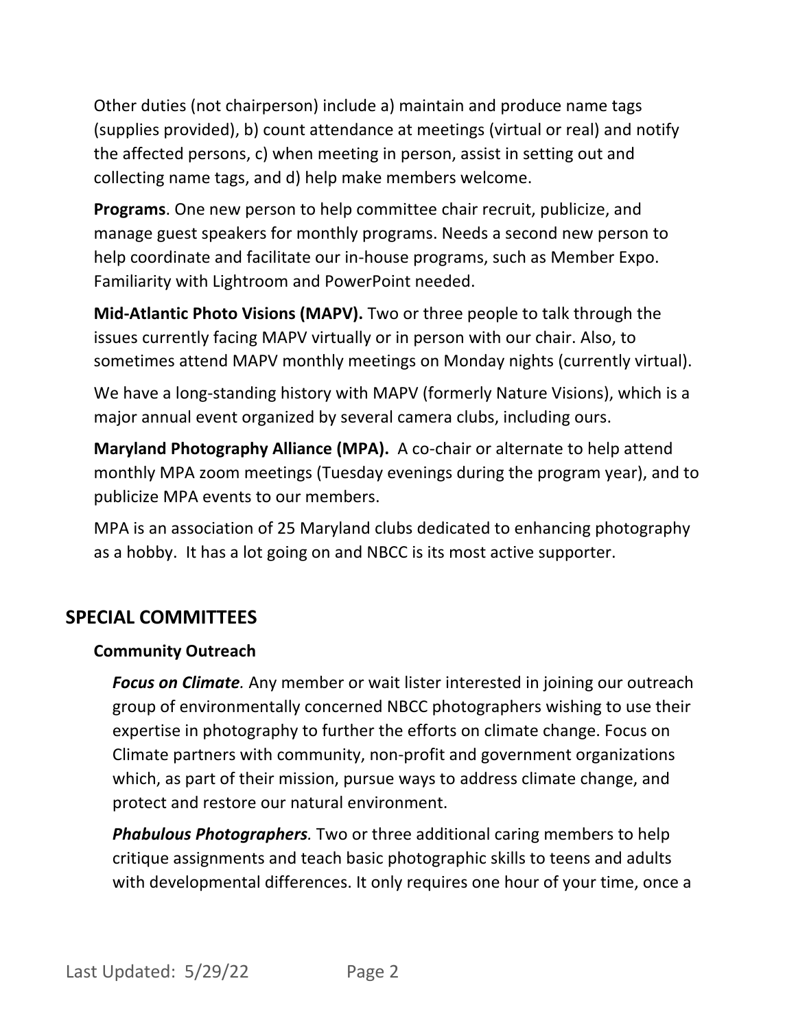Other duties (not chairperson) include a) maintain and produce name tags (supplies provided), b) count attendance at meetings (virtual or real) and notify the affected persons, c) when meeting in person, assist in setting out and collecting name tags, and d) help make members welcome.

**Programs**. One new person to help committee chair recruit, publicize, and manage guest speakers for monthly programs. Needs a second new person to help coordinate and facilitate our in-house programs, such as Member Expo. Familiarity with Lightroom and PowerPoint needed.

**Mid-Atlantic Photo Visions (MAPV).** Two or three people to talk through the issues currently facing MAPV virtually or in person with our chair. Also, to sometimes attend MAPV monthly meetings on Monday nights (currently virtual).

We have a long-standing history with MAPV (formerly Nature Visions), which is a major annual event organized by several camera clubs, including ours.

**Maryland Photography Alliance (MPA).** A co-chair or alternate to help attend monthly MPA zoom meetings (Tuesday evenings during the program year), and to publicize MPA events to our members.

MPA is an association of 25 Maryland clubs dedicated to enhancing photography as a hobby. It has a lot going on and NBCC is its most active supporter.

## SPECIAL COMMITTEES

### Community Outreach

***Focus on Climate.*** Any member or wait lister interested in joining our outreach group of environmentally concerned NBCC photographers wishing to use their expertise in photography to further the efforts on climate change. Focus on Climate partners with community, non-profit and government organizations which, as part of their mission, pursue ways to address climate change, and protect and restore our natural environment.

***Phabulous Photographers.*** Two or three additional caring members to help critique assignments and teach basic photographic skills to teens and adults with developmental differences. It only requires one hour of your time, once a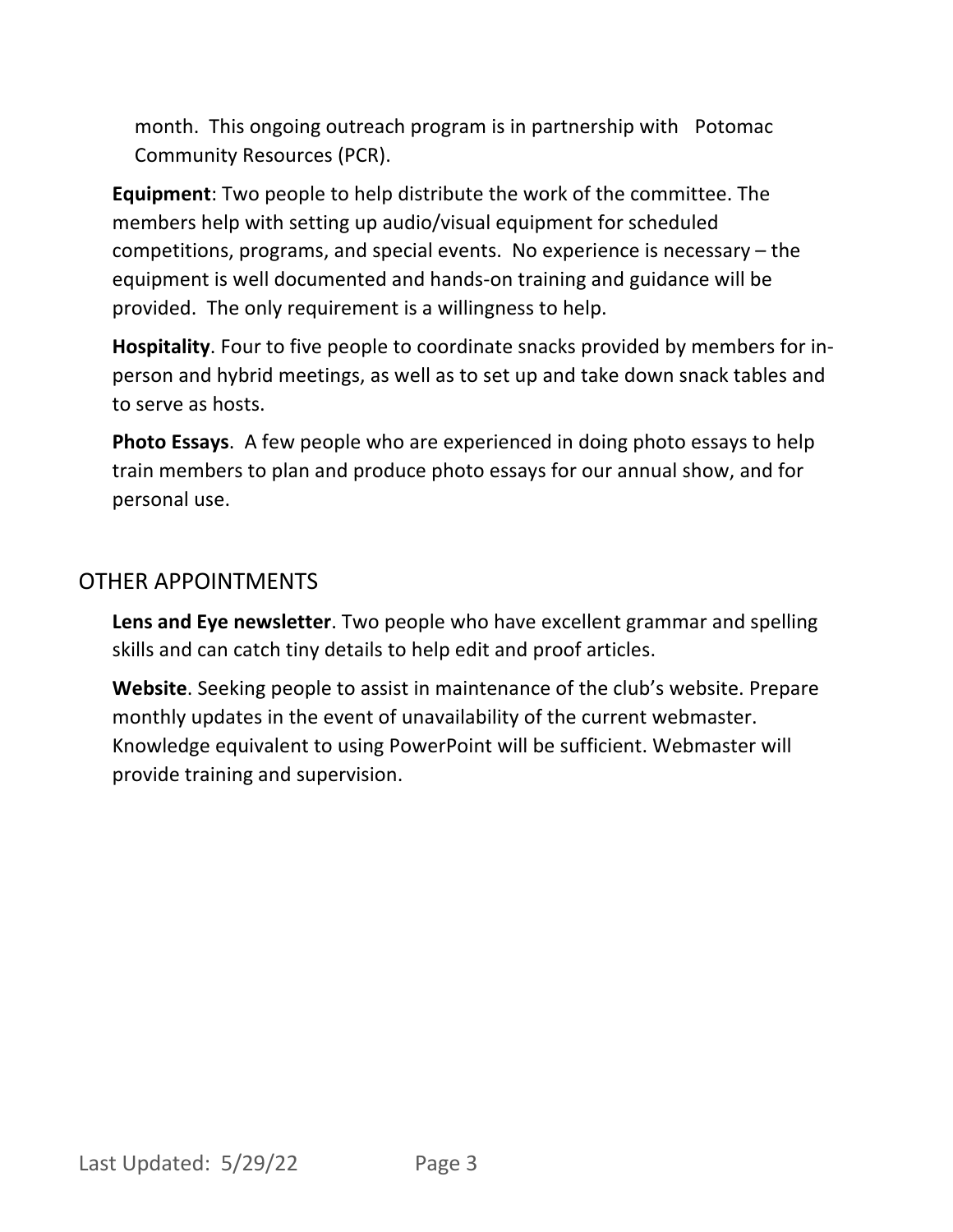month. This ongoing outreach program is in partnership with Potomac Community Resources (PCR).

**Equipment**: Two people to help distribute the work of the committee. The members help with setting up audio/visual equipment for scheduled competitions, programs, and special events. No experience is necessary – the equipment is well documented and hands-on training and guidance will be provided. The only requirement is a willingness to help.

**Hospitality**. Four to five people to coordinate snacks provided by members for in-person and hybrid meetings, as well as to set up and take down snack tables and to serve as hosts.

**Photo Essays**. A few people who are experienced in doing photo essays to help train members to plan and produce photo essays for our annual show, and for personal use.

## OTHER APPOINTMENTS

**Lens and Eye newsletter**. Two people who have excellent grammar and spelling skills and can catch tiny details to help edit and proof articles.

**Website**. Seeking people to assist in maintenance of the club's website. Prepare monthly updates in the event of unavailability of the current webmaster. Knowledge equivalent to using PowerPoint will be sufficient. Webmaster will provide training and supervision.

Last Updated: 5/29/22